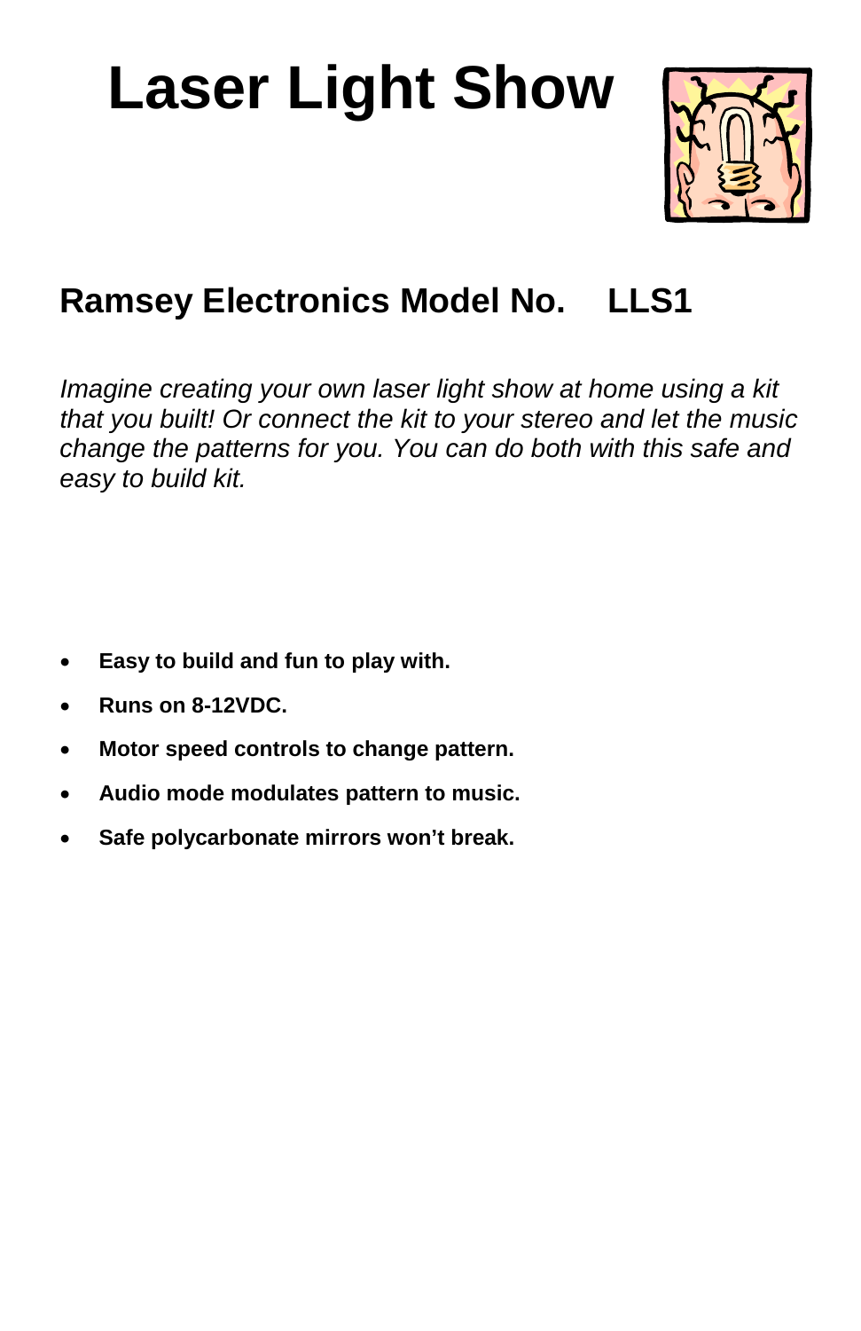# Laser Light Show

## Ramsey Electronics Model No. LLS1

*Imagine creating your own laser light show at home using a kit that you built! Or connect the kit to your stereo and let the music change the patterns for you. You can do both with this safe and easy to build kit.*

- **Easy to build and fun to play with.**
- **Runs on 8-12VDC.**
- **Motor speed controls to change pattern.**
- **Audio mode modulates pattern to music.**
- **Safe polycarbonate mirrors won't break.**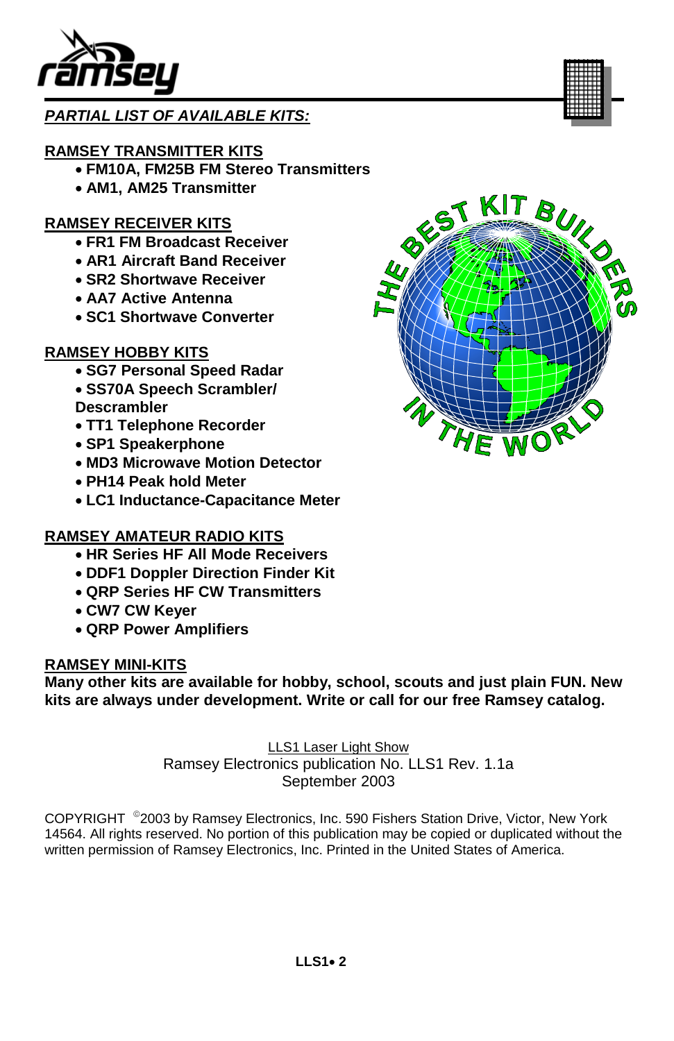***PARTIAL LIST OF AVAILABLE KITS:***

**RAMSEY TRANSMITTER KITS**

- **FM10A, FM25B FM Stereo Transmitters**
- **AM1, AM25 Transmitter**

**RAMSEY RECEIVER KITS**

- **FR1 FM Broadcast Receiver**
- **AR1 Aircraft Band Receiver**
- **SR2 Shortwave Receiver**
- **AA7 Active Antenna**
- **SC1 Shortwave Converter**

**RAMSEY HOBBY KITS**

- **SG7 Personal Speed Radar**
- **SS70A Speech Scrambler/ Descrambler**
- **TT1 Telephone Recorder**
- **SP1 Speakerphone**
- **MD3 Microwave Motion Detector**
- **PH14 Peak hold Meter**
- **LC1 Inductance-Capacitance Meter**

**RAMSEY AMATEUR RADIO KITS**

- **HR Series HF All Mode Receivers**
- **DDF1 Doppler Direction Finder Kit**
- **QRP Series HF CW Transmitters**
- **CW7 CW Keyer**
- **QRP Power Amplifiers**

**RAMSEY MINI-KITS**

**Many other kits are available for hobby, school, scouts and just plain FUN. New kits are always under development. Write or call for our free Ramsey catalog.**

LLS1 Laser Light Show
Ramsey Electronics publication No. LLS1 Rev. 1.1a
September 2003

COPYRIGHT ©2003 by Ramsey Electronics, Inc. 590 Fishers Station Drive, Victor, New York 14564. All rights reserved. No portion of this publication may be copied or duplicated without the written permission of Ramsey Electronics, Inc. Printed in the United States of America.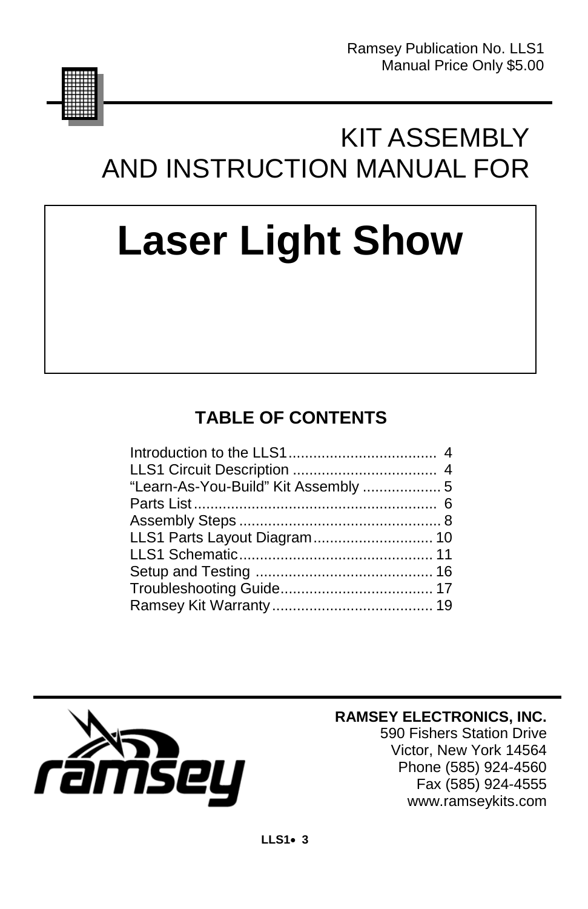Ramsey Publication No. LLS1
Manual Price Only $5.00

# KIT ASSEMBLY AND INSTRUCTION MANUAL FOR

# Laser Light Show

## TABLE OF CONTENTS

| | |
|---|---|
| Introduction to the LLS1 | 4 |
| LLS1 Circuit Description | 4 |
| "Learn-As-You-Build" Kit Assembly | 5 |
| Parts List | 6 |
| Assembly Steps | 8 |
| LLS1 Parts Layout Diagram | 10 |
| LLS1 Schematic | 11 |
| Setup and Testing | 16 |
| Troubleshooting Guide | 17 |
| Ramsey Kit Warranty | 19 |

ramsey

**RAMSEY ELECTRONICS, INC.**
590 Fishers Station Drive
Victor, New York 14564
Phone (585) 924-4560
Fax (585) 924-4555
www.ramseykits.com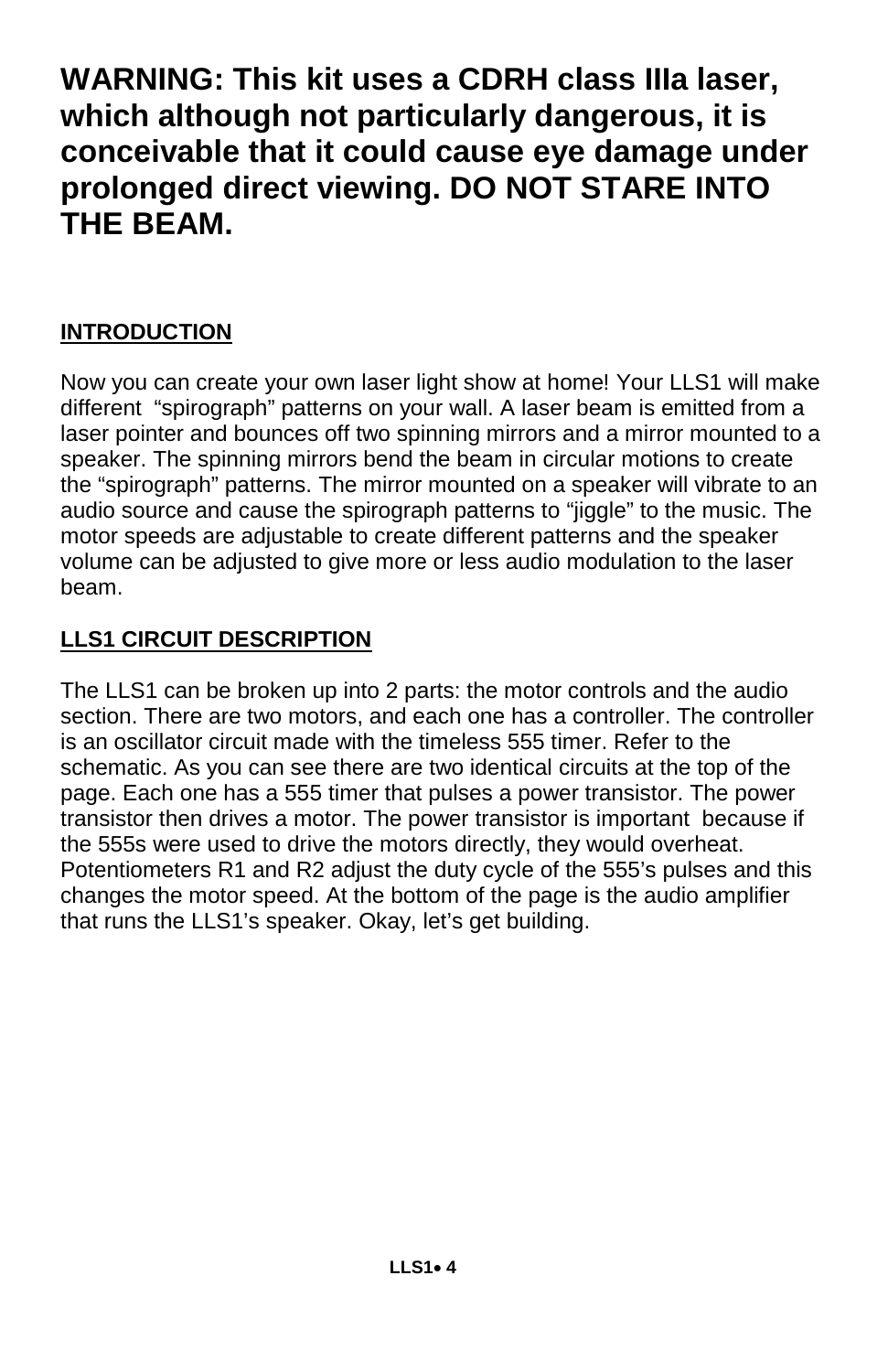**WARNING: This kit uses a CDRH class IIIa laser, which although not particularly dangerous, it is conceivable that it could cause eye damage under prolonged direct viewing. DO NOT STARE INTO THE BEAM.**

## INTRODUCTION

Now you can create your own laser light show at home! Your LLS1 will make different "spirograph" patterns on your wall. A laser beam is emitted from a laser pointer and bounces off two spinning mirrors and a mirror mounted to a speaker. The spinning mirrors bend the beam in circular motions to create the "spirograph" patterns. The mirror mounted on a speaker will vibrate to an audio source and cause the spirograph patterns to "jiggle" to the music. The motor speeds are adjustable to create different patterns and the speaker volume can be adjusted to give more or less audio modulation to the laser beam.

## LLS1 CIRCUIT DESCRIPTION

The LLS1 can be broken up into 2 parts: the motor controls and the audio section. There are two motors, and each one has a controller. The controller is an oscillator circuit made with the timeless 555 timer. Refer to the schematic. As you can see there are two identical circuits at the top of the page. Each one has a 555 timer that pulses a power transistor. The power transistor then drives a motor. The power transistor is important because if the 555s were used to drive the motors directly, they would overheat. Potentiometers R1 and R2 adjust the duty cycle of the 555's pulses and this changes the motor speed. At the bottom of the page is the audio amplifier that runs the LLS1's speaker. Okay, let's get building.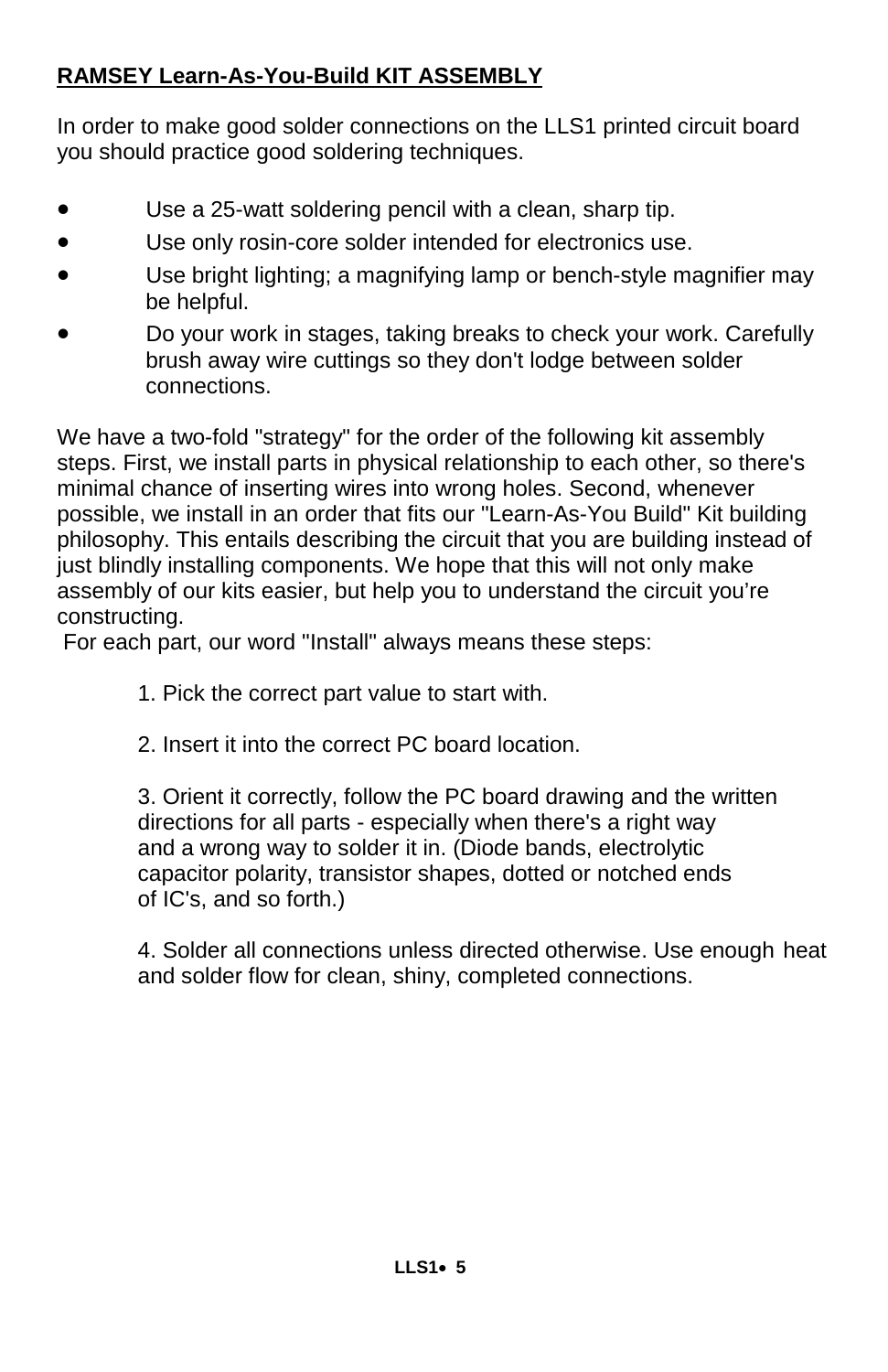**RAMSEY Learn-As-You-Build KIT ASSEMBLY**

In order to make good solder connections on the LLS1 printed circuit board you should practice good soldering techniques.

- Use a 25-watt soldering pencil with a clean, sharp tip.
- Use only rosin-core solder intended for electronics use.
- Use bright lighting; a magnifying lamp or bench-style magnifier may be helpful.
- Do your work in stages, taking breaks to check your work. Carefully brush away wire cuttings so they don't lodge between solder connections.

We have a two-fold "strategy" for the order of the following kit assembly steps. First, we install parts in physical relationship to each other, so there's minimal chance of inserting wires into wrong holes. Second, whenever possible, we install in an order that fits our "Learn-As-You Build" Kit building philosophy. This entails describing the circuit that you are building instead of just blindly installing components. We hope that this will not only make assembly of our kits easier, but help you to understand the circuit you're constructing.

For each part, our word "Install" always means these steps:

1. Pick the correct part value to start with.

2. Insert it into the correct PC board location.

3. Orient it correctly, follow the PC board drawing and the written directions for all parts - especially when there's a right way and a wrong way to solder it in. (Diode bands, electrolytic capacitor polarity, transistor shapes, dotted or notched ends of IC's, and so forth.)

4. Solder all connections unless directed otherwise. Use enough heat and solder flow for clean, shiny, completed connections.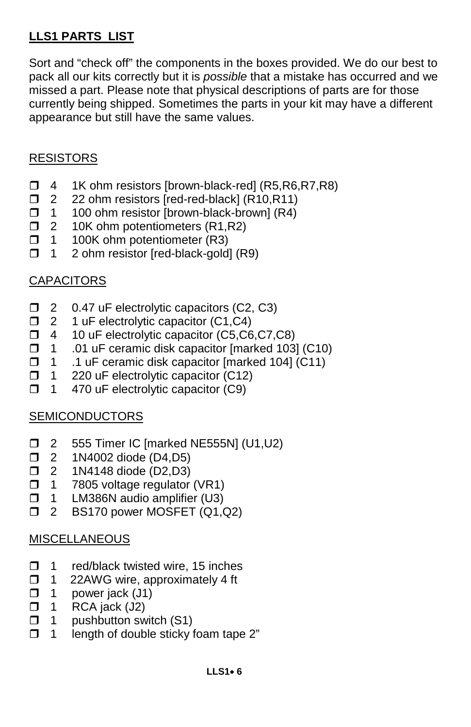## **LLS1 PARTS LIST**

Sort and “check off” the components in the boxes provided. We do our best to pack all our kits correctly but it is *possible* that a mistake has occurred and we missed a part. Please note that physical descriptions of parts are for those currently being shipped. Sometimes the parts in your kit may have a different appearance but still have the same values.

### RESISTORS

- ❒ 4 1K ohm resistors [brown-black-red] (R5,R6,R7,R8)
- ❒ 2 22 ohm resistors [red-red-black] (R10,R11)
- ❒ 1 100 ohm resistor [brown-black-brown] (R4)
- ❒ 2 10K ohm potentiometers (R1,R2)
- ❒ 1 100K ohm potentiometer (R3)
- ❒ 1 2 ohm resistor [red-black-gold] (R9)

### CAPACITORS

- ❒ 2 0.47 uF electrolytic capacitors (C2, C3)
- ❒ 2 1 uF electrolytic capacitor (C1,C4)
- ❒ 4 10 uF electrolytic capacitor (C5,C6,C7,C8)
- ❒ 1 .01 uF ceramic disk capacitor [marked 103] (C10)
- ❒ 1 .1 uF ceramic disk capacitor [marked 104] (C11)
- ❒ 1 220 uF electrolytic capacitor (C12)
- ❒ 1 470 uF electrolytic capacitor (C9)

### SEMICONDUCTORS

- ❒ 2 555 Timer IC [marked NE555N] (U1,U2)
- ❒ 2 1N4002 diode (D4,D5)
- ❒ 2 1N4148 diode (D2,D3)
- ❒ 1 7805 voltage regulator (VR1)
- ❒ 1 LM386N audio amplifier (U3)
- ❒ 2 BS170 power MOSFET (Q1,Q2)

### MISCELLANEOUS

- ❒ 1 red/black twisted wire, 15 inches
- ❒ 1 22AWG wire, approximately 4 ft
- ❒ 1 power jack (J1)
- ❒ 1 RCA jack (J2)
- ❒ 1 pushbutton switch (S1)
- ❒ 1 length of double sticky foam tape 2”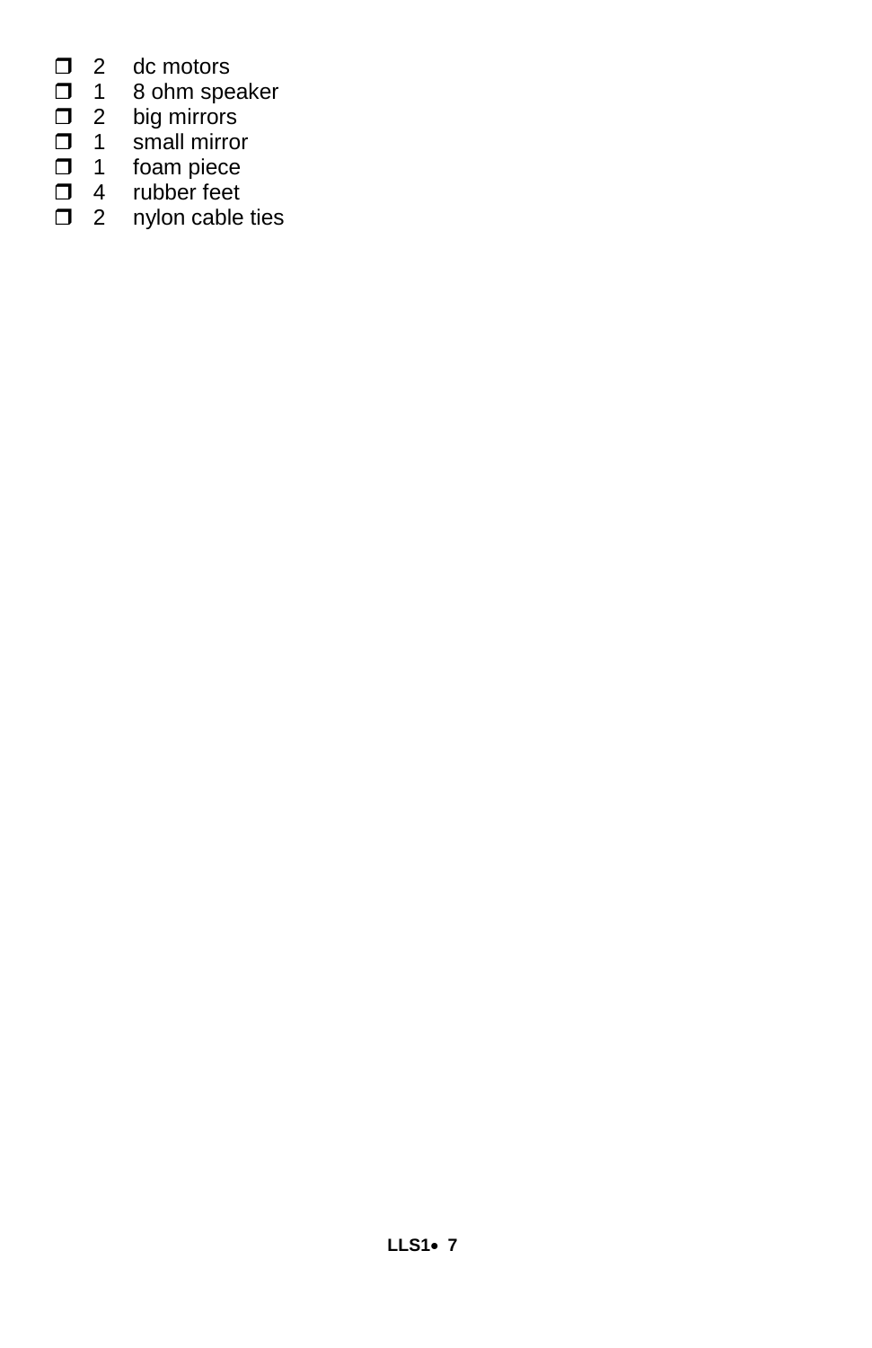- ❐ 2 dc motors
- ❐ 1 8 ohm speaker
- ❐ 2 big mirrors
- ❐ 1 small mirror
- ❐ 1 foam piece
- ❐ 4 rubber feet
- ❐ 2 nylon cable ties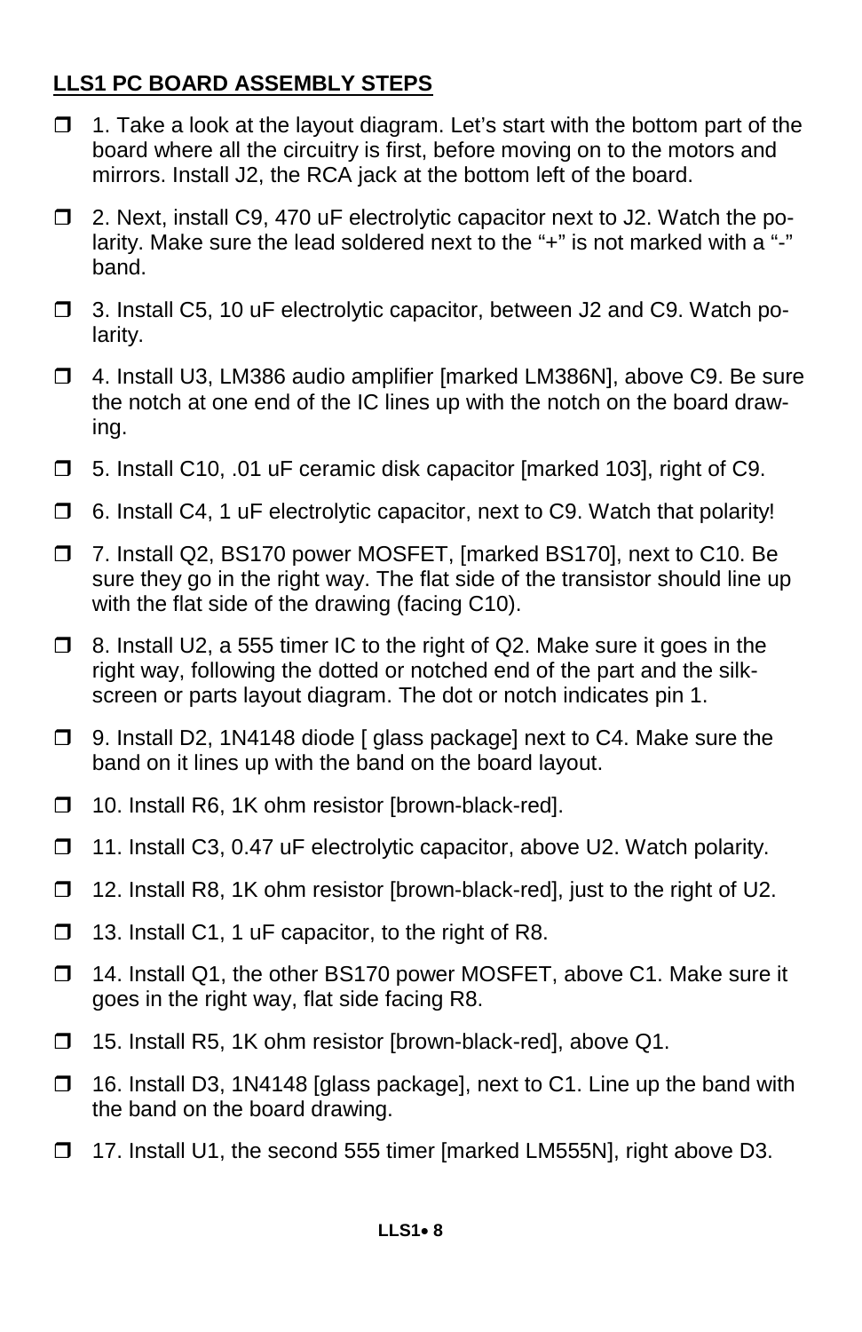**LLS1 PC BOARD ASSEMBLY STEPS**

- ❒ 1. Take a look at the layout diagram. Let's start with the bottom part of the board where all the circuitry is first, before moving on to the motors and mirrors. Install J2, the RCA jack at the bottom left of the board.
- ❒ 2. Next, install C9, 470 uF electrolytic capacitor next to J2. Watch the polarity. Make sure the lead soldered next to the "+" is not marked with a "-" band.
- ❒ 3. Install C5, 10 uF electrolytic capacitor, between J2 and C9. Watch polarity.
- ❒ 4. Install U3, LM386 audio amplifier [marked LM386N], above C9. Be sure the notch at one end of the IC lines up with the notch on the board drawing.
- ❒ 5. Install C10, .01 uF ceramic disk capacitor [marked 103], right of C9.
- ❒ 6. Install C4, 1 uF electrolytic capacitor, next to C9. Watch that polarity!
- ❒ 7. Install Q2, BS170 power MOSFET, [marked BS170], next to C10. Be sure they go in the right way. The flat side of the transistor should line up with the flat side of the drawing (facing C10).
- ❒ 8. Install U2, a 555 timer IC to the right of Q2. Make sure it goes in the right way, following the dotted or notched end of the part and the silk-screen or parts layout diagram. The dot or notch indicates pin 1.
- ❒ 9. Install D2, 1N4148 diode [ glass package] next to C4. Make sure the band on it lines up with the band on the board layout.
- ❒ 10. Install R6, 1K ohm resistor [brown-black-red].
- ❒ 11. Install C3, 0.47 uF electrolytic capacitor, above U2. Watch polarity.
- ❒ 12. Install R8, 1K ohm resistor [brown-black-red], just to the right of U2.
- ❒ 13. Install C1, 1 uF capacitor, to the right of R8.
- ❒ 14. Install Q1, the other BS170 power MOSFET, above C1. Make sure it goes in the right way, flat side facing R8.
- ❒ 15. Install R5, 1K ohm resistor [brown-black-red], above Q1.
- ❒ 16. Install D3, 1N4148 [glass package], next to C1. Line up the band with the band on the board drawing.
- ❒ 17. Install U1, the second 555 timer [marked LM555N], right above D3.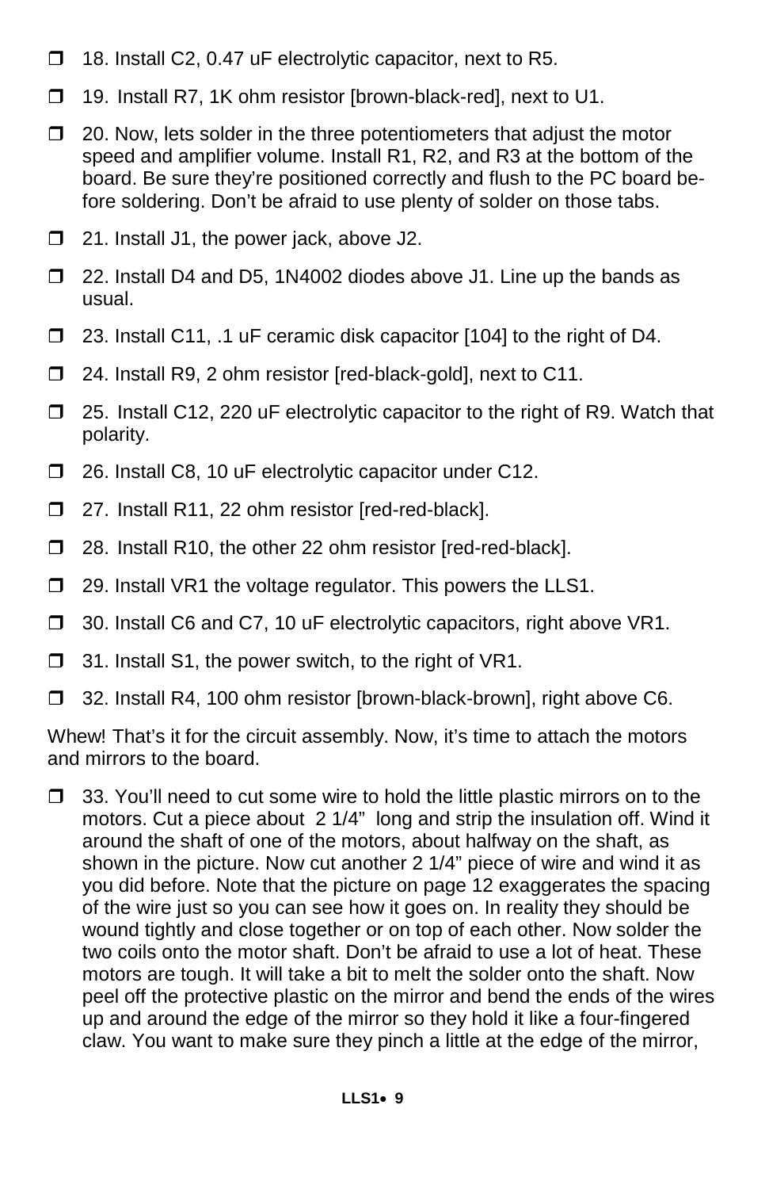- ❒ 18. Install C2, 0.47 uF electrolytic capacitor, next to R5.
- ❒ 19. Install R7, 1K ohm resistor [brown-black-red], next to U1.
- ❒ 20. Now, lets solder in the three potentiometers that adjust the motor speed and amplifier volume. Install R1, R2, and R3 at the bottom of the board. Be sure they're positioned correctly and flush to the PC board before soldering. Don't be afraid to use plenty of solder on those tabs.
- ❒ 21. Install J1, the power jack, above J2.
- ❒ 22. Install D4 and D5, 1N4002 diodes above J1. Line up the bands as usual.
- ❒ 23. Install C11, .1 uF ceramic disk capacitor [104] to the right of D4.
- ❒ 24. Install R9, 2 ohm resistor [red-black-gold], next to C11.
- ❒ 25. Install C12, 220 uF electrolytic capacitor to the right of R9. Watch that polarity.
- ❒ 26. Install C8, 10 uF electrolytic capacitor under C12.
- ❒ 27. Install R11, 22 ohm resistor [red-red-black].
- ❒ 28. Install R10, the other 22 ohm resistor [red-red-black].
- ❒ 29. Install VR1 the voltage regulator. This powers the LLS1.
- ❒ 30. Install C6 and C7, 10 uF electrolytic capacitors, right above VR1.
- ❒ 31. Install S1, the power switch, to the right of VR1.
- ❒ 32. Install R4, 100 ohm resistor [brown-black-brown], right above C6.

Whew! That's it for the circuit assembly. Now, it's time to attach the motors and mirrors to the board.

- ❒ 33. You'll need to cut some wire to hold the little plastic mirrors on to the motors. Cut a piece about 2 1/4" long and strip the insulation off. Wind it around the shaft of one of the motors, about halfway on the shaft, as shown in the picture. Now cut another 2 1/4" piece of wire and wind it as you did before. Note that the picture on page 12 exaggerates the spacing of the wire just so you can see how it goes on. In reality they should be wound tightly and close together or on top of each other. Now solder the two coils onto the motor shaft. Don't be afraid to use a lot of heat. These motors are tough. It will take a bit to melt the solder onto the shaft. Now peel off the protective plastic on the mirror and bend the ends of the wires up and around the edge of the mirror so they hold it like a four-fingered claw. You want to make sure they pinch a little at the edge of the mirror,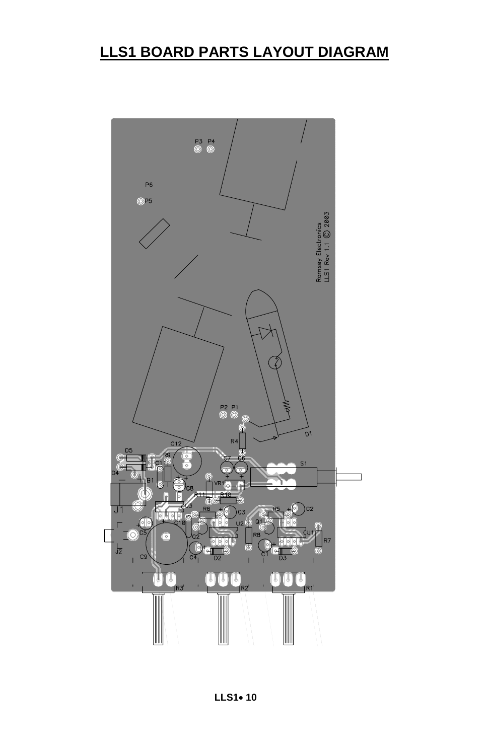# LLS1 BOARD PARTS LAYOUT DIAGRAM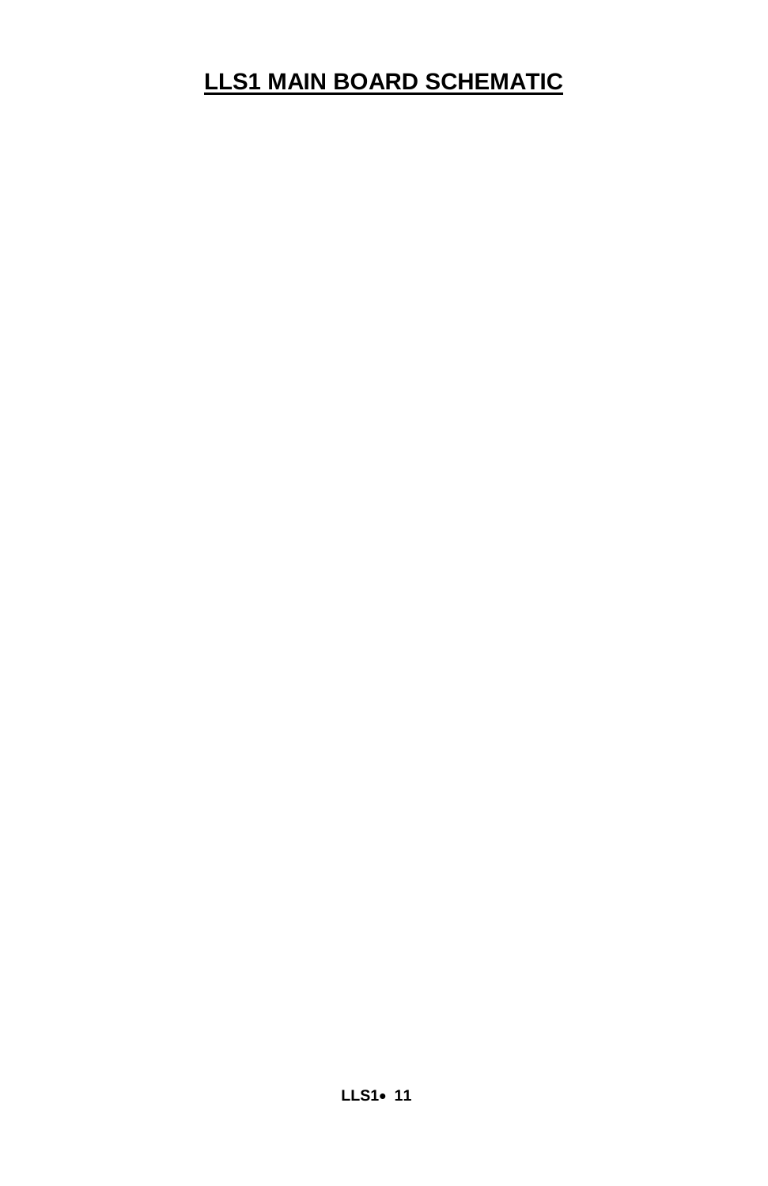# LLS1 MAIN BOARD SCHEMATIC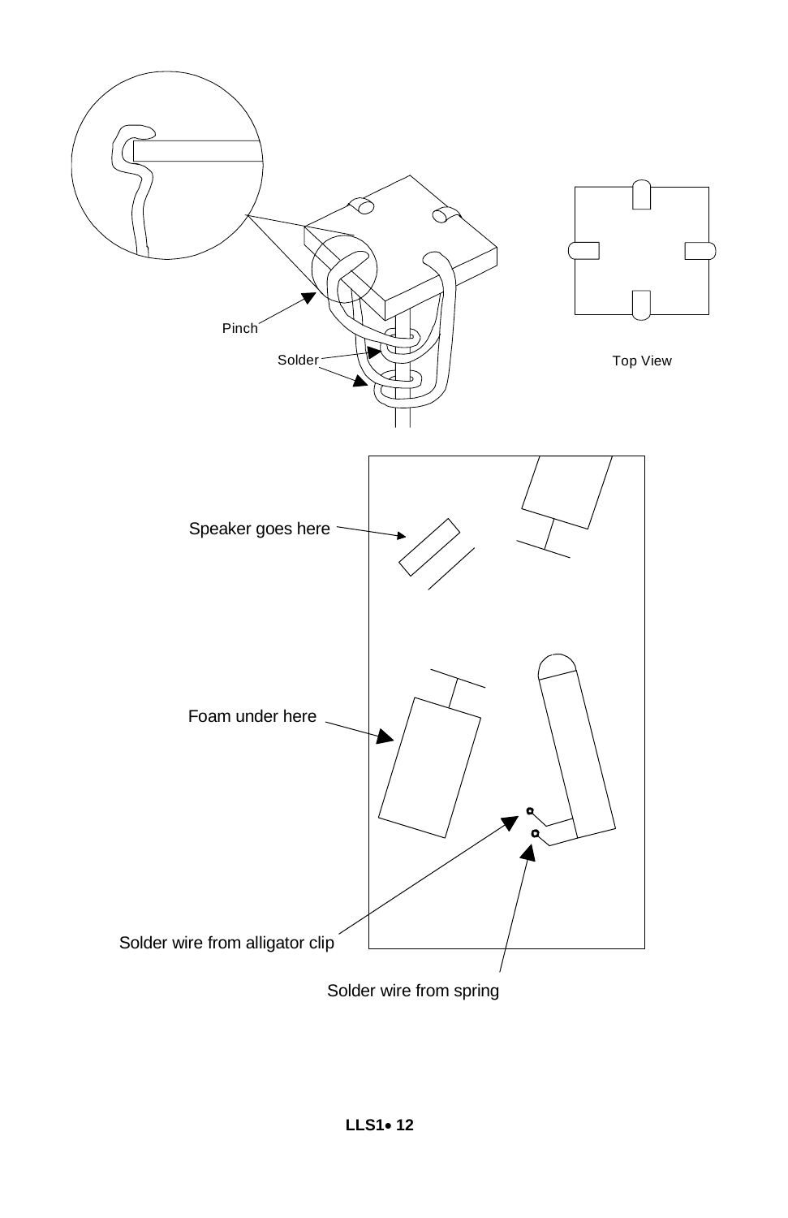Pinch

Solder

Top View

Speaker goes here

Foam under here

Solder wire from alligator clip

Solder wire from spring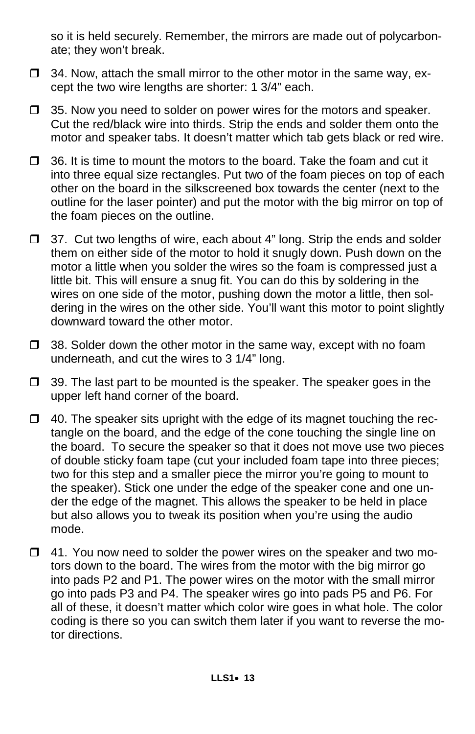so it is held securely. Remember, the mirrors are made out of polycarbonate; they won't break.

- ☐ 34. Now, attach the small mirror to the other motor in the same way, except the two wire lengths are shorter: 1 3/4" each.

- ☐ 35. Now you need to solder on power wires for the motors and speaker. Cut the red/black wire into thirds. Strip the ends and solder them onto the motor and speaker tabs. It doesn't matter which tab gets black or red wire.

- ☐ 36. It is time to mount the motors to the board. Take the foam and cut it into three equal size rectangles. Put two of the foam pieces on top of each other on the board in the silkscreened box towards the center (next to the outline for the laser pointer) and put the motor with the big mirror on top of the foam pieces on the outline.

- ☐ 37. Cut two lengths of wire, each about 4" long. Strip the ends and solder them on either side of the motor to hold it snugly down. Push down on the motor a little when you solder the wires so the foam is compressed just a little bit. This will ensure a snug fit. You can do this by soldering in the wires on one side of the motor, pushing down the motor a little, then soldering in the wires on the other side. You'll want this motor to point slightly downward toward the other motor.

- ☐ 38. Solder down the other motor in the same way, except with no foam underneath, and cut the wires to 3 1/4" long.

- ☐ 39. The last part to be mounted is the speaker. The speaker goes in the upper left hand corner of the board.

- ☐ 40. The speaker sits upright with the edge of its magnet touching the rectangle on the board, and the edge of the cone touching the single line on the board. To secure the speaker so that it does not move use two pieces of double sticky foam tape (cut your included foam tape into three pieces; two for this step and a smaller piece the mirror you're going to mount to the speaker). Stick one under the edge of the speaker cone and one under the edge of the magnet. This allows the speaker to be held in place but also allows you to tweak its position when you're using the audio mode.

- ☐ 41. You now need to solder the power wires on the speaker and two motors down to the board. The wires from the motor with the big mirror go into pads P2 and P1. The power wires on the motor with the small mirror go into pads P3 and P4. The speaker wires go into pads P5 and P6. For all of these, it doesn't matter which color wire goes in what hole. The color coding is there so you can switch them later if you want to reverse the motor directions.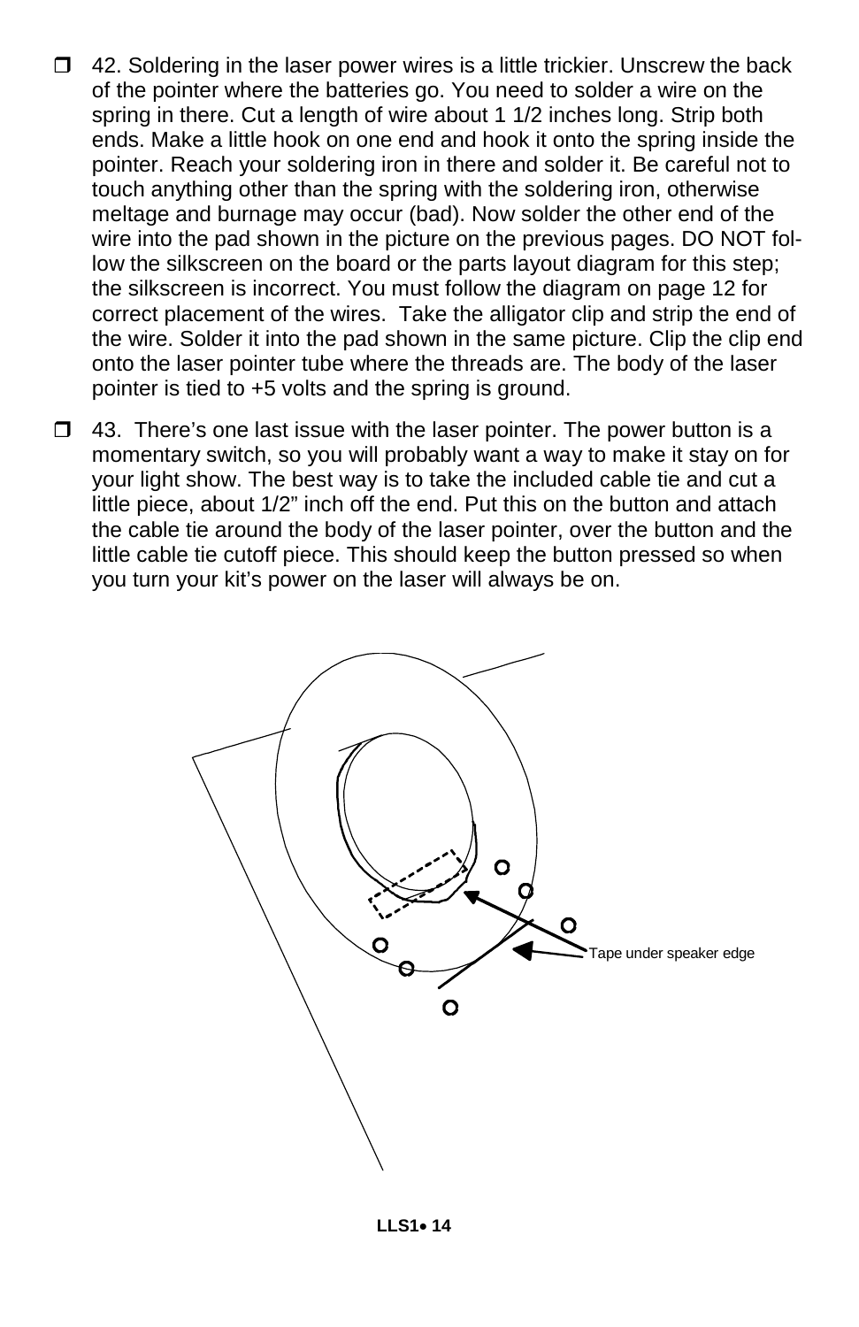- ❒ 42. Soldering in the laser power wires is a little trickier. Unscrew the back of the pointer where the batteries go. You need to solder a wire on the spring in there. Cut a length of wire about 1 1/2 inches long. Strip both ends. Make a little hook on one end and hook it onto the spring inside the pointer. Reach your soldering iron in there and solder it. Be careful not to touch anything other than the spring with the soldering iron, otherwise meltage and burnage may occur (bad). Now solder the other end of the wire into the pad shown in the picture on the previous pages. DO NOT follow the silkscreen on the board or the parts layout diagram for this step; the silkscreen is incorrect. You must follow the diagram on page 12 for correct placement of the wires. Take the alligator clip and strip the end of the wire. Solder it into the pad shown in the same picture. Clip the clip end onto the laser pointer tube where the threads are. The body of the laser pointer is tied to +5 volts and the spring is ground.

- ❒ 43. There's one last issue with the laser pointer. The power button is a momentary switch, so you will probably want a way to make it stay on for your light show. The best way is to take the included cable tie and cut a little piece, about 1/2" inch off the end. Put this on the button and attach the cable tie around the body of the laser pointer, over the button and the little cable tie cutoff piece. This should keep the button pressed so when you turn your kit's power on the laser will always be on.

Tape under speaker edge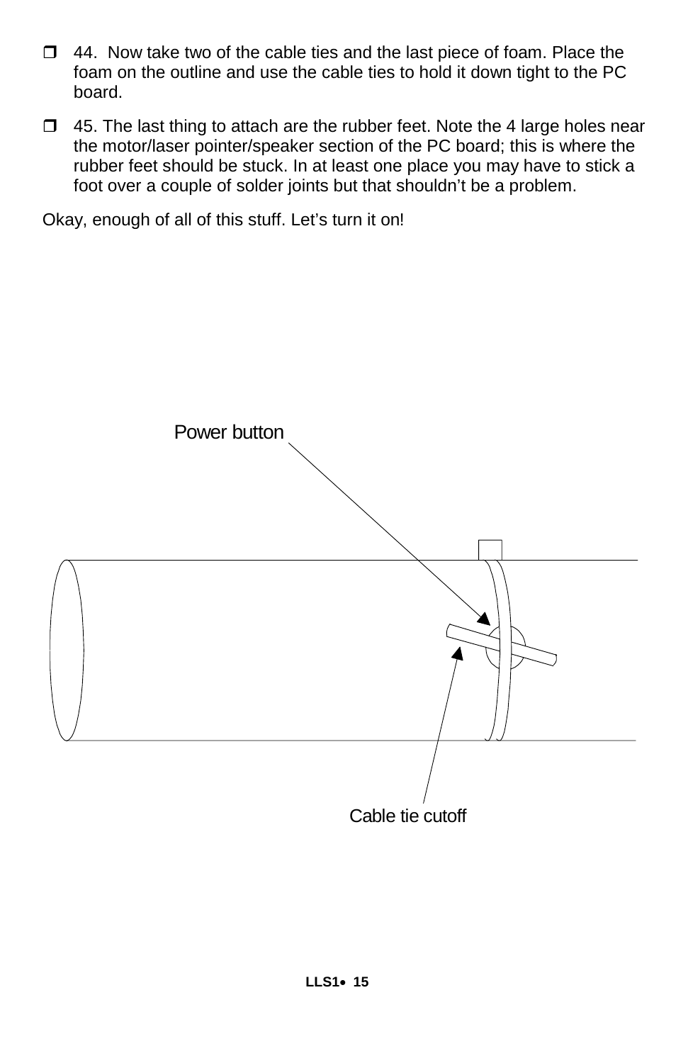- [ ] 44. Now take two of the cable ties and the last piece of foam. Place the foam on the outline and use the cable ties to hold it down tight to the PC board.

- [ ] 45. The last thing to attach are the rubber feet. Note the 4 large holes near the motor/laser pointer/speaker section of the PC board; this is where the rubber feet should be stuck. In at least one place you may have to stick a foot over a couple of solder joints but that shouldn't be a problem.

Okay, enough of all of this stuff. Let's turn it on!

Power button

Cable tie cutoff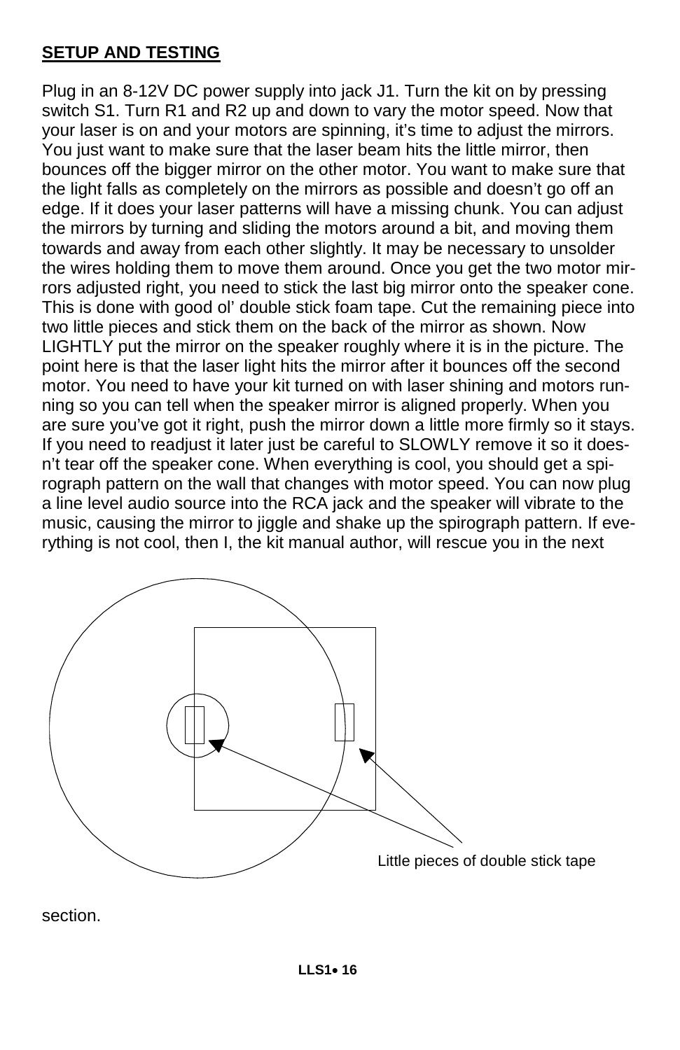**SETUP AND TESTING**

Plug in an 8-12V DC power supply into jack J1. Turn the kit on by pressing switch S1. Turn R1 and R2 up and down to vary the motor speed. Now that your laser is on and your motors are spinning, it's time to adjust the mirrors. You just want to make sure that the laser beam hits the little mirror, then bounces off the bigger mirror on the other motor. You want to make sure that the light falls as completely on the mirrors as possible and doesn't go off an edge. If it does your laser patterns will have a missing chunk. You can adjust the mirrors by turning and sliding the motors around a bit, and moving them towards and away from each other slightly. It may be necessary to unsolder the wires holding them to move them around. Once you get the two motor mirrors adjusted right, you need to stick the last big mirror onto the speaker cone. This is done with good ol' double stick foam tape. Cut the remaining piece into two little pieces and stick them on the back of the mirror as shown. Now LIGHTLY put the mirror on the speaker roughly where it is in the picture. The point here is that the laser light hits the mirror after it bounces off the second motor. You need to have your kit turned on with laser shining and motors running so you can tell when the speaker mirror is aligned properly. When you are sure you've got it right, push the mirror down a little more firmly so it stays. If you need to readjust it later just be careful to SLOWLY remove it so it doesn't tear off the speaker cone. When everything is cool, you should get a spirograph pattern on the wall that changes with motor speed. You can now plug a line level audio source into the RCA jack and the speaker will vibrate to the music, causing the mirror to jiggle and shake up the spirograph pattern. If everything is not cool, then I, the kit manual author, will rescue you in the next section.

Little pieces of double stick tape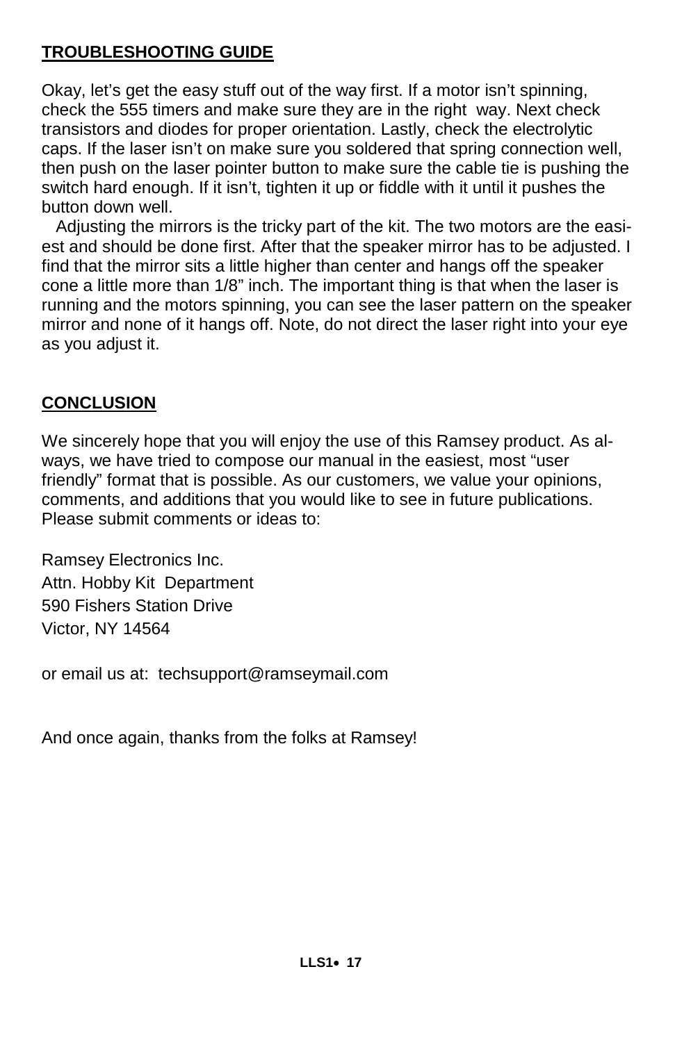## TROUBLESHOOTING GUIDE

Okay, let's get the easy stuff out of the way first. If a motor isn't spinning, check the 555 timers and make sure they are in the right way. Next check transistors and diodes for proper orientation. Lastly, check the electrolytic caps. If the laser isn't on make sure you soldered that spring connection well, then push on the laser pointer button to make sure the cable tie is pushing the switch hard enough. If it isn't, tighten it up or fiddle with it until it pushes the button down well.

Adjusting the mirrors is the tricky part of the kit. The two motors are the easiest and should be done first. After that the speaker mirror has to be adjusted. I find that the mirror sits a little higher than center and hangs off the speaker cone a little more than 1/8" inch. The important thing is that when the laser is running and the motors spinning, you can see the laser pattern on the speaker mirror and none of it hangs off. Note, do not direct the laser right into your eye as you adjust it.

## CONCLUSION

We sincerely hope that you will enjoy the use of this Ramsey product. As always, we have tried to compose our manual in the easiest, most "user friendly" format that is possible. As our customers, we value your opinions, comments, and additions that you would like to see in future publications. Please submit comments or ideas to:

Ramsey Electronics Inc.
Attn. Hobby Kit Department
590 Fishers Station Drive
Victor, NY 14564

or email us at: techsupport@ramseymail.com

And once again, thanks from the folks at Ramsey!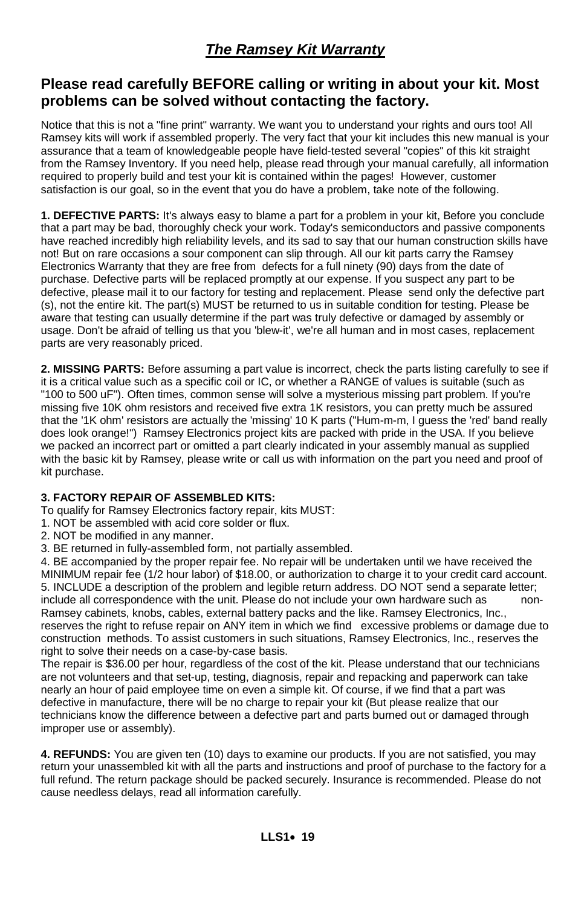# *The Ramsey Kit Warranty*

## Please read carefully BEFORE calling or writing in about your kit. Most problems can be solved without contacting the factory.

Notice that this is not a "fine print" warranty. We want you to understand your rights and ours too! All Ramsey kits will work if assembled properly. The very fact that your kit includes this new manual is your assurance that a team of knowledgeable people have field-tested several "copies" of this kit straight from the Ramsey Inventory. If you need help, please read through your manual carefully, all information required to properly build and test your kit is contained within the pages! However, customer satisfaction is our goal, so in the event that you do have a problem, take note of the following.

**1. DEFECTIVE PARTS:** It's always easy to blame a part for a problem in your kit, Before you conclude that a part may be bad, thoroughly check your work. Today's semiconductors and passive components have reached incredibly high reliability levels, and its sad to say that our human construction skills have not! But on rare occasions a sour component can slip through. All our kit parts carry the Ramsey Electronics Warranty that they are free from defects for a full ninety (90) days from the date of purchase. Defective parts will be replaced promptly at our expense. If you suspect any part to be defective, please mail it to our factory for testing and replacement. Please send only the defective part (s), not the entire kit. The part(s) MUST be returned to us in suitable condition for testing. Please be aware that testing can usually determine if the part was truly defective or damaged by assembly or usage. Don't be afraid of telling us that you 'blew-it', we're all human and in most cases, replacement parts are very reasonably priced.

**2. MISSING PARTS:** Before assuming a part value is incorrect, check the parts listing carefully to see if it is a critical value such as a specific coil or IC, or whether a RANGE of values is suitable (such as "100 to 500 uF"). Often times, common sense will solve a mysterious missing part problem. If you're missing five 10K ohm resistors and received five extra 1K resistors, you can pretty much be assured that the '1K ohm' resistors are actually the 'missing' 10 K parts ("Hum-m-m, I guess the 'red' band really does look orange!") Ramsey Electronics project kits are packed with pride in the USA. If you believe we packed an incorrect part or omitted a part clearly indicated in your assembly manual as supplied with the basic kit by Ramsey, please write or call us with information on the part you need and proof of kit purchase.

**3. FACTORY REPAIR OF ASSEMBLED KITS:**

To qualify for Ramsey Electronics factory repair, kits MUST:

1. NOT be assembled with acid core solder or flux.
2. NOT be modified in any manner.
3. BE returned in fully-assembled form, not partially assembled.
4. BE accompanied by the proper repair fee. No repair will be undertaken until we have received the MINIMUM repair fee (1/2 hour labor) of $18.00, or authorization to charge it to your credit card account.
5. INCLUDE a description of the problem and legible return address. DO NOT send a separate letter; include all correspondence with the unit. Please do not include your own hardware such as non-Ramsey cabinets, knobs, cables, external battery packs and the like. Ramsey Electronics, Inc., reserves the right to refuse repair on ANY item in which we find excessive problems or damage due to construction methods. To assist customers in such situations, Ramsey Electronics, Inc., reserves the right to solve their needs on a case-by-case basis.

The repair is $36.00 per hour, regardless of the cost of the kit. Please understand that our technicians are not volunteers and that set-up, testing, diagnosis, repair and repacking and paperwork can take nearly an hour of paid employee time on even a simple kit. Of course, if we find that a part was defective in manufacture, there will be no charge to repair your kit (But please realize that our technicians know the difference between a defective part and parts burned out or damaged through improper use or assembly).

**4. REFUNDS:** You are given ten (10) days to examine our products. If you are not satisfied, you may return your unassembled kit with all the parts and instructions and proof of purchase to the factory for a full refund. The return package should be packed securely. Insurance is recommended. Please do not cause needless delays, read all information carefully.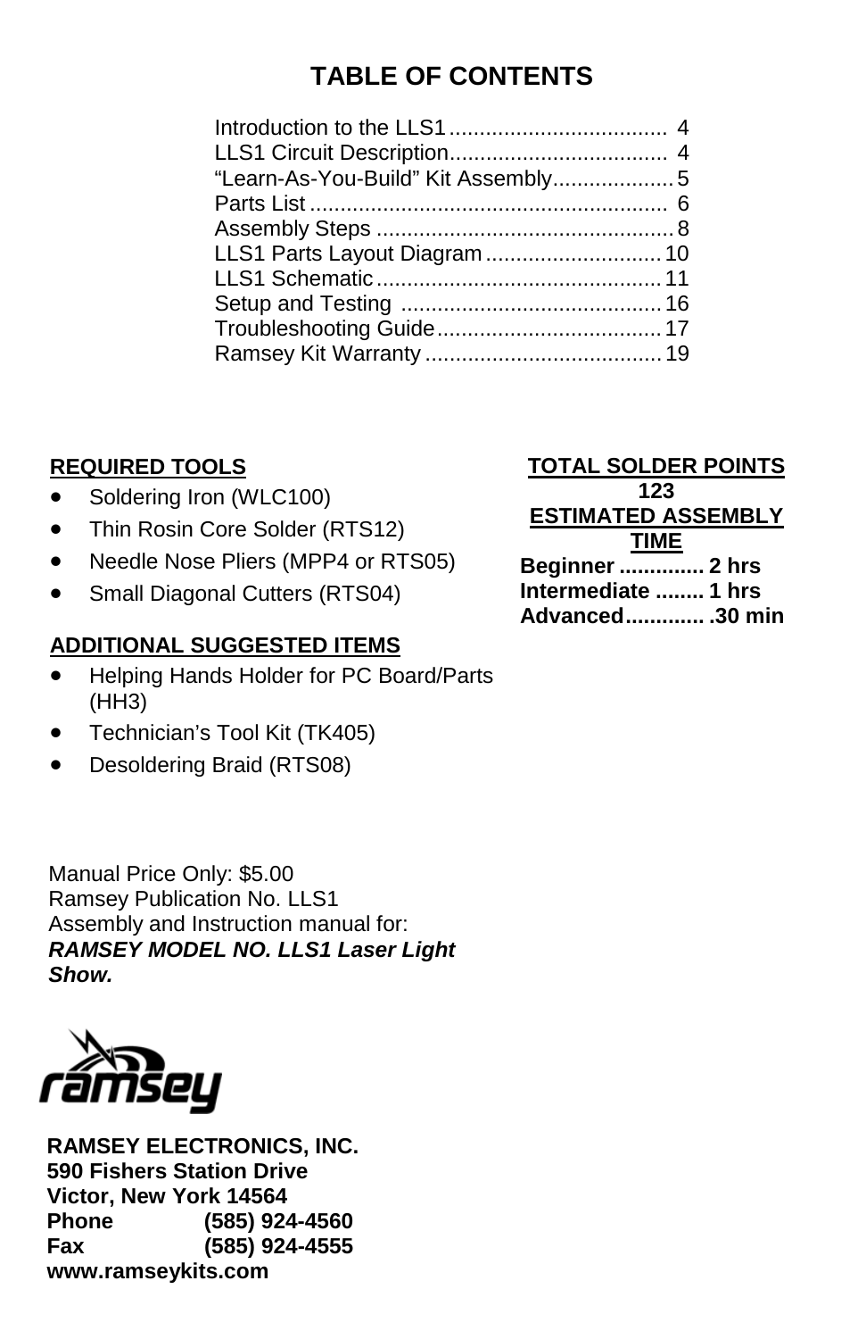# TABLE OF CONTENTS

| | |
|---|---|
| Introduction to the LLS1 | 4 |
| LLS1 Circuit Description | 4 |
| "Learn-As-You-Build" Kit Assembly | 5 |
| Parts List | 6 |
| Assembly Steps | 8 |
| LLS1 Parts Layout Diagram | 10 |
| LLS1 Schematic | 11 |
| Setup and Testing | 16 |
| Troubleshooting Guide | 17 |
| Ramsey Kit Warranty | 19 |

**REQUIRED TOOLS**

- Soldering Iron (WLC100)
- Thin Rosin Core Solder (RTS12)
- Needle Nose Pliers (MPP4 or RTS05)
- Small Diagonal Cutters (RTS04)

**ADDITIONAL SUGGESTED ITEMS**

- Helping Hands Holder for PC Board/Parts (HH3)
- Technician's Tool Kit (TK405)
- Desoldering Braid (RTS08)

**TOTAL SOLDER POINTS**
**123**

**ESTIMATED ASSEMBLY TIME**

**Beginner .............. 2 hrs**
**Intermediate ........ 1 hrs**
**Advanced............. .30 min**

Manual Price Only: $5.00
Ramsey Publication No. LLS1
Assembly and Instruction manual for:
***RAMSEY MODEL NO. LLS1 Laser Light Show.***

**RAMSEY ELECTRONICS, INC.**
**590 Fishers Station Drive**
**Victor, New York 14564**
**Phone (585) 924-4560**
**Fax (585) 924-4555**
**www.ramseykits.com**